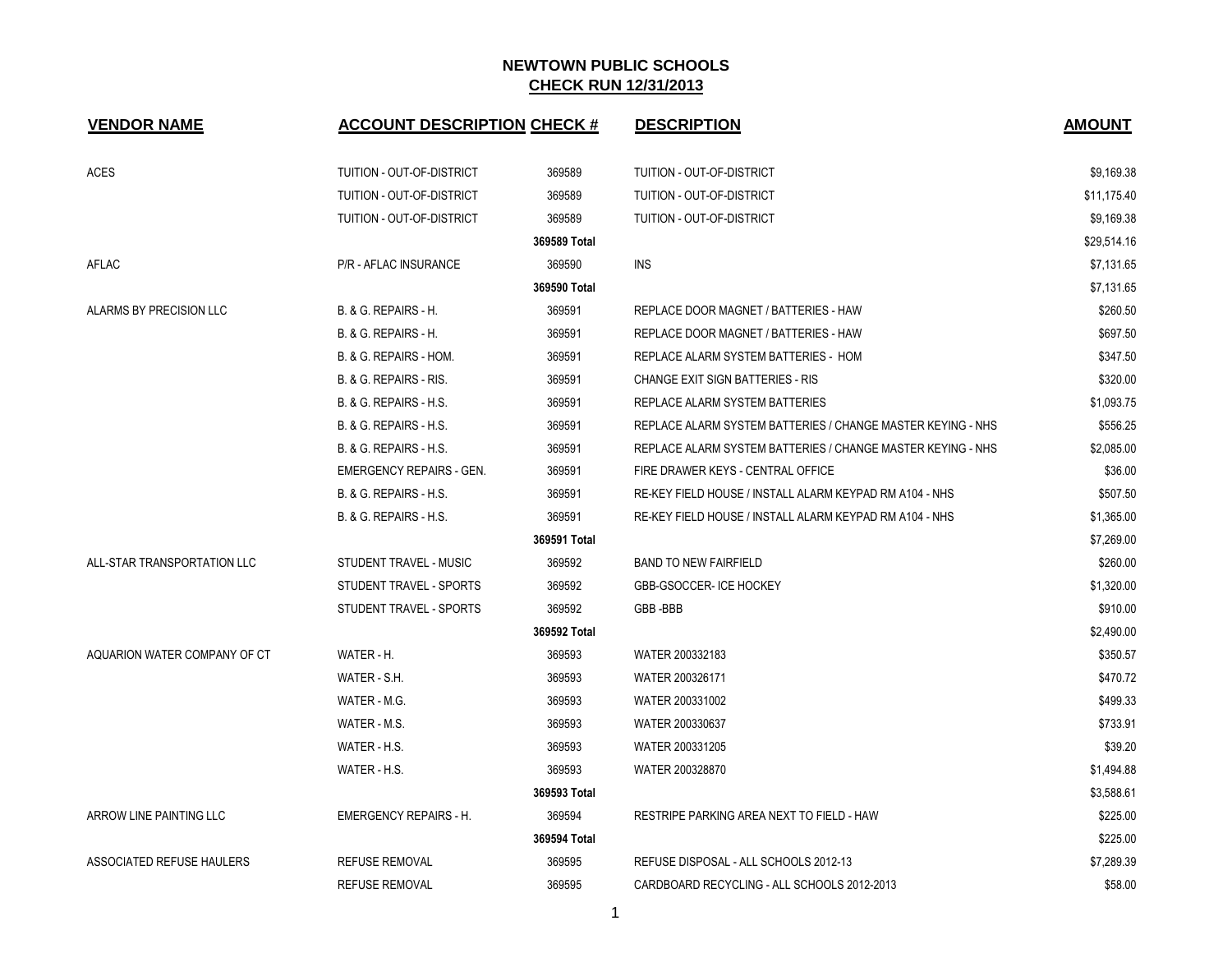# NEWTOWN PUBLIC SCHOOLS

## CHECK RUN 12/31/2013

| VENDOR NAME | ACCOUNT DESCRIPTION | CHECK # | DESCRIPTION | AMOUNT |
|---|---|---|---|---|
| ACES | TUITION - OUT-OF-DISTRICT | 369589 | TUITION - OUT-OF-DISTRICT | $9,169.38 |
| | TUITION - OUT-OF-DISTRICT | 369589 | TUITION - OUT-OF-DISTRICT | $11,175.40 |
| | TUITION - OUT-OF-DISTRICT | 369589 | TUITION - OUT-OF-DISTRICT | $9,169.38 |
| | | 369589 Total | | $29,514.16 |
| AFLAC | P/R - AFLAC INSURANCE | 369590 | INS | $7,131.65 |
| | | 369590 Total | | $7,131.65 |
| ALARMS BY PRECISION LLC | B. & G. REPAIRS - H. | 369591 | REPLACE DOOR MAGNET / BATTERIES - HAW | $260.50 |
| | B. & G. REPAIRS - H. | 369591 | REPLACE DOOR MAGNET / BATTERIES - HAW | $697.50 |
| | B. & G. REPAIRS - HOM. | 369591 | REPLACE ALARM SYSTEM BATTERIES - HOM | $347.50 |
| | B. & G. REPAIRS - RIS. | 369591 | CHANGE EXIT SIGN BATTERIES - RIS | $320.00 |
| | B. & G. REPAIRS - H.S. | 369591 | REPLACE ALARM SYSTEM BATTERIES | $1,093.75 |
| | B. & G. REPAIRS - H.S. | 369591 | REPLACE ALARM SYSTEM BATTERIES / CHANGE MASTER KEYING - NHS | $556.25 |
| | B. & G. REPAIRS - H.S. | 369591 | REPLACE ALARM SYSTEM BATTERIES / CHANGE MASTER KEYING - NHS | $2,085.00 |
| | EMERGENCY REPAIRS - GEN. | 369591 | FIRE DRAWER KEYS - CENTRAL OFFICE | $36.00 |
| | B. & G. REPAIRS - H.S. | 369591 | RE-KEY FIELD HOUSE / INSTALL ALARM KEYPAD RM A104 - NHS | $507.50 |
| | B. & G. REPAIRS - H.S. | 369591 | RE-KEY FIELD HOUSE / INSTALL ALARM KEYPAD RM A104 - NHS | $1,365.00 |
| | | 369591 Total | | $7,269.00 |
| ALL-STAR TRANSPORTATION LLC | STUDENT TRAVEL - MUSIC | 369592 | BAND TO NEW FAIRFIELD | $260.00 |
| | STUDENT TRAVEL - SPORTS | 369592 | GBB-GSOCCER- ICE HOCKEY | $1,320.00 |
| | STUDENT TRAVEL - SPORTS | 369592 | GBB -BBB | $910.00 |
| | | 369592 Total | | $2,490.00 |
| AQUARION WATER COMPANY OF CT | WATER - H. | 369593 | WATER 200332183 | $350.57 |
| | WATER - S.H. | 369593 | WATER 200326171 | $470.72 |
| | WATER - M.G. | 369593 | WATER 200331002 | $499.33 |
| | WATER - M.S. | 369593 | WATER 200330637 | $733.91 |
| | WATER - H.S. | 369593 | WATER 200331205 | $39.20 |
| | WATER - H.S. | 369593 | WATER 200328870 | $1,494.88 |
| | | 369593 Total | | $3,588.61 |
| ARROW LINE PAINTING LLC | EMERGENCY REPAIRS - H. | 369594 | RESTRIPE PARKING AREA NEXT TO FIELD - HAW | $225.00 |
| | | 369594 Total | | $225.00 |
| ASSOCIATED REFUSE HAULERS | REFUSE REMOVAL | 369595 | REFUSE DISPOSAL - ALL SCHOOLS 2012-13 | $7,289.39 |
| | REFUSE REMOVAL | 369595 | CARDBOARD RECYCLING - ALL SCHOOLS 2012-2013 | $58.00 |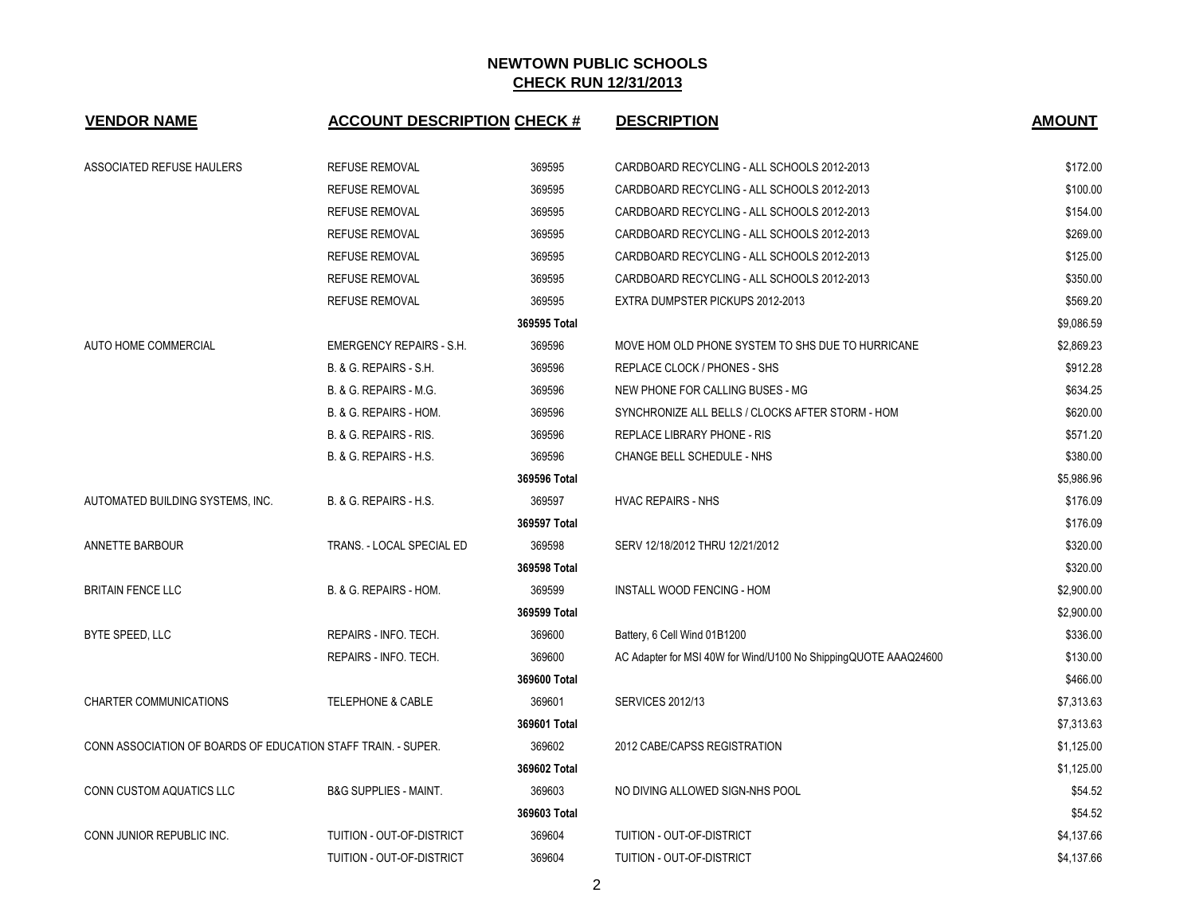# NEWTOWN PUBLIC SCHOOLS

## CHECK RUN 12/31/2013

| VENDOR NAME | ACCOUNT DESCRIPTION | CHECK # | DESCRIPTION | AMOUNT |
|---|---|---|---|---|
| ASSOCIATED REFUSE HAULERS | REFUSE REMOVAL | 369595 | CARDBOARD RECYCLING - ALL SCHOOLS 2012-2013 | $172.00 |
| | REFUSE REMOVAL | 369595 | CARDBOARD RECYCLING - ALL SCHOOLS 2012-2013 | $100.00 |
| | REFUSE REMOVAL | 369595 | CARDBOARD RECYCLING - ALL SCHOOLS 2012-2013 | $154.00 |
| | REFUSE REMOVAL | 369595 | CARDBOARD RECYCLING - ALL SCHOOLS 2012-2013 | $269.00 |
| | REFUSE REMOVAL | 369595 | CARDBOARD RECYCLING - ALL SCHOOLS 2012-2013 | $125.00 |
| | REFUSE REMOVAL | 369595 | CARDBOARD RECYCLING - ALL SCHOOLS 2012-2013 | $350.00 |
| | REFUSE REMOVAL | 369595 | EXTRA DUMPSTER PICKUPS 2012-2013 | $569.20 |
| | | 369595 Total | | $9,086.59 |
| AUTO HOME COMMERCIAL | EMERGENCY REPAIRS - S.H. | 369596 | MOVE HOM OLD PHONE SYSTEM TO SHS DUE TO HURRICANE | $2,869.23 |
| | B. & G. REPAIRS - S.H. | 369596 | REPLACE CLOCK / PHONES - SHS | $912.28 |
| | B. & G. REPAIRS - M.G. | 369596 | NEW PHONE FOR CALLING BUSES - MG | $634.25 |
| | B. & G. REPAIRS - HOM. | 369596 | SYNCHRONIZE ALL BELLS / CLOCKS AFTER STORM - HOM | $620.00 |
| | B. & G. REPAIRS - RIS. | 369596 | REPLACE LIBRARY PHONE - RIS | $571.20 |
| | B. & G. REPAIRS - H.S. | 369596 | CHANGE BELL SCHEDULE - NHS | $380.00 |
| | | 369596 Total | | $5,986.96 |
| AUTOMATED BUILDING SYSTEMS, INC. | B. & G. REPAIRS - H.S. | 369597 | HVAC REPAIRS - NHS | $176.09 |
| | | 369597 Total | | $176.09 |
| ANNETTE BARBOUR | TRANS. - LOCAL SPECIAL ED | 369598 | SERV 12/18/2012 THRU 12/21/2012 | $320.00 |
| | | 369598 Total | | $320.00 |
| BRITAIN FENCE LLC | B. & G. REPAIRS - HOM. | 369599 | INSTALL WOOD FENCING - HOM | $2,900.00 |
| | | 369599 Total | | $2,900.00 |
| BYTE SPEED, LLC | REPAIRS - INFO. TECH. | 369600 | Battery, 6 Cell Wind 01B1200 | $336.00 |
| | REPAIRS - INFO. TECH. | 369600 | AC Adapter for MSI 40W for Wind/U100 No ShippingQUOTE AAAQ24600 | $130.00 |
| | | 369600 Total | | $466.00 |
| CHARTER COMMUNICATIONS | TELEPHONE & CABLE | 369601 | SERVICES 2012/13 | $7,313.63 |
| | | 369601 Total | | $7,313.63 |
| CONN ASSOCIATION OF BOARDS OF EDUCATION | STAFF TRAIN. - SUPER. | 369602 | 2012 CABE/CAPSS REGISTRATION | $1,125.00 |
| | | 369602 Total | | $1,125.00 |
| CONN CUSTOM AQUATICS LLC | B&G SUPPLIES - MAINT. | 369603 | NO DIVING ALLOWED SIGN-NHS POOL | $54.52 |
| | | 369603 Total | | $54.52 |
| CONN JUNIOR REPUBLIC INC. | TUITION - OUT-OF-DISTRICT | 369604 | TUITION - OUT-OF-DISTRICT | $4,137.66 |
| | TUITION - OUT-OF-DISTRICT | 369604 | TUITION - OUT-OF-DISTRICT | $4,137.66 |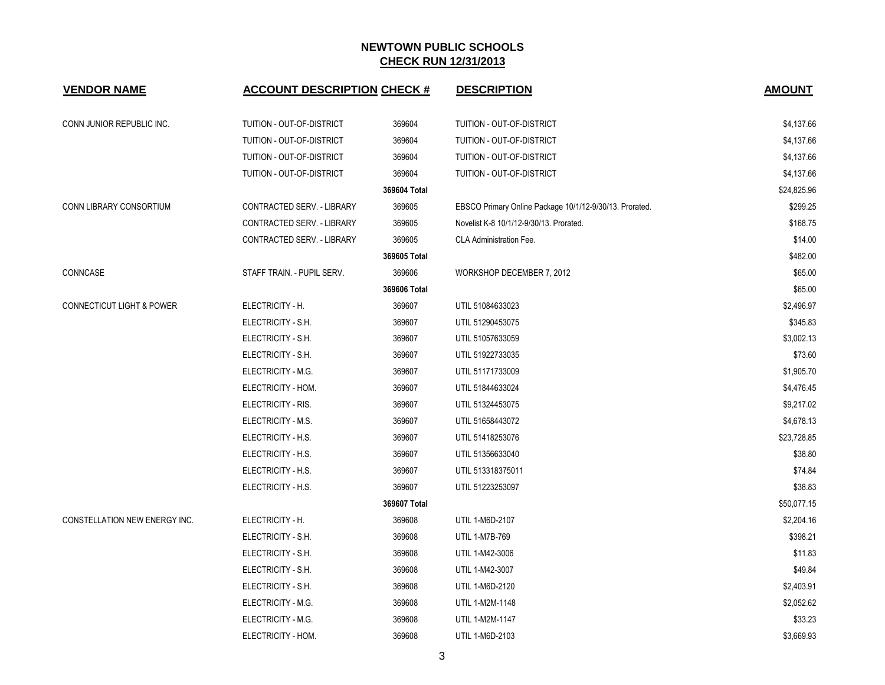# NEWTOWN PUBLIC SCHOOLS

## CHECK RUN 12/31/2013

| VENDOR NAME | ACCOUNT DESCRIPTION | CHECK # | DESCRIPTION | AMOUNT |
|---|---|---|---|---|
| CONN JUNIOR REPUBLIC INC. | TUITION - OUT-OF-DISTRICT | 369604 | TUITION - OUT-OF-DISTRICT | $4,137.66 |
| | TUITION - OUT-OF-DISTRICT | 369604 | TUITION - OUT-OF-DISTRICT | $4,137.66 |
| | TUITION - OUT-OF-DISTRICT | 369604 | TUITION - OUT-OF-DISTRICT | $4,137.66 |
| | TUITION - OUT-OF-DISTRICT | 369604 | TUITION - OUT-OF-DISTRICT | $4,137.66 |
| | | **369604 Total** | | $24,825.96 |
| CONN LIBRARY CONSORTIUM | CONTRACTED SERV. - LIBRARY | 369605 | EBSCO Primary Online Package 10/1/12-9/30/13. Prorated. | $299.25 |
| | CONTRACTED SERV. - LIBRARY | 369605 | Novelist K-8 10/1/12-9/30/13. Prorated. | $168.75 |
| | CONTRACTED SERV. - LIBRARY | 369605 | CLA Administration Fee. | $14.00 |
| | | **369605 Total** | | $482.00 |
| CONNCASE | STAFF TRAIN. - PUPIL SERV. | 369606 | WORKSHOP DECEMBER 7, 2012 | $65.00 |
| | | **369606 Total** | | $65.00 |
| CONNECTICUT LIGHT & POWER | ELECTRICITY - H. | 369607 | UTIL 51084633023 | $2,496.97 |
| | ELECTRICITY - S.H. | 369607 | UTIL 51290453075 | $345.83 |
| | ELECTRICITY - S.H. | 369607 | UTIL 51057633059 | $3,002.13 |
| | ELECTRICITY - S.H. | 369607 | UTIL 51922733035 | $73.60 |
| | ELECTRICITY - M.G. | 369607 | UTIL 51171733009 | $1,905.70 |
| | ELECTRICITY - HOM. | 369607 | UTIL 51844633024 | $4,476.45 |
| | ELECTRICITY - RIS. | 369607 | UTIL 51324453075 | $9,217.02 |
| | ELECTRICITY - M.S. | 369607 | UTIL 51658443072 | $4,678.13 |
| | ELECTRICITY - H.S. | 369607 | UTIL 51418253076 | $23,728.85 |
| | ELECTRICITY - H.S. | 369607 | UTIL 51356633040 | $38.80 |
| | ELECTRICITY - H.S. | 369607 | UTIL 513318375011 | $74.84 |
| | ELECTRICITY - H.S. | 369607 | UTIL 51223253097 | $38.83 |
| | | **369607 Total** | | $50,077.15 |
| CONSTELLATION NEW ENERGY INC. | ELECTRICITY - H. | 369608 | UTIL 1-M6D-2107 | $2,204.16 |
| | ELECTRICITY - S.H. | 369608 | UTIL 1-M7B-769 | $398.21 |
| | ELECTRICITY - S.H. | 369608 | UTIL 1-M42-3006 | $11.83 |
| | ELECTRICITY - S.H. | 369608 | UTIL 1-M42-3007 | $49.84 |
| | ELECTRICITY - S.H. | 369608 | UTIL 1-M6D-2120 | $2,403.91 |
| | ELECTRICITY - M.G. | 369608 | UTIL 1-M2M-1148 | $2,052.62 |
| | ELECTRICITY - M.G. | 369608 | UTIL 1-M2M-1147 | $33.23 |
| | ELECTRICITY - HOM. | 369608 | UTIL 1-M6D-2103 | $3,669.93 |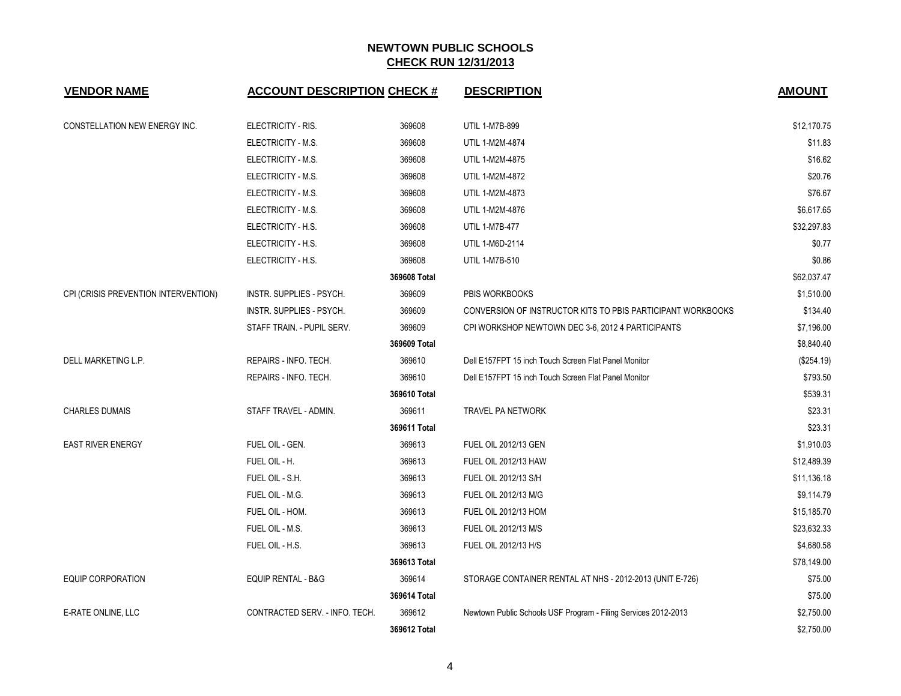# NEWTOWN PUBLIC SCHOOLS

## CHECK RUN 12/31/2013

| VENDOR NAME | ACCOUNT DESCRIPTION | CHECK # | DESCRIPTION | AMOUNT |
|---|---|---|---|---|
| CONSTELLATION NEW ENERGY INC. | ELECTRICITY - RIS. | 369608 | UTIL 1-M7B-899 | $12,170.75 |
| | ELECTRICITY - M.S. | 369608 | UTIL 1-M2M-4874 | $11.83 |
| | ELECTRICITY - M.S. | 369608 | UTIL 1-M2M-4875 | $16.62 |
| | ELECTRICITY - M.S. | 369608 | UTIL 1-M2M-4872 | $20.76 |
| | ELECTRICITY - M.S. | 369608 | UTIL 1-M2M-4873 | $76.67 |
| | ELECTRICITY - M.S. | 369608 | UTIL 1-M2M-4876 | $6,617.65 |
| | ELECTRICITY - H.S. | 369608 | UTIL 1-M7B-477 | $32,297.83 |
| | ELECTRICITY - H.S. | 369608 | UTIL 1-M6D-2114 | $0.77 |
| | ELECTRICITY - H.S. | 369608 | UTIL 1-M7B-510 | $0.86 |
| | | **369608 Total** | | $62,037.47 |
| CPI (CRISIS PREVENTION INTERVENTION) | INSTR. SUPPLIES - PSYCH. | 369609 | PBIS WORKBOOKS | $1,510.00 |
| | INSTR. SUPPLIES - PSYCH. | 369609 | CONVERSION OF INSTRUCTOR KITS TO PBIS PARTICIPANT WORKBOOKS | $134.40 |
| | STAFF TRAIN. - PUPIL SERV. | 369609 | CPI WORKSHOP NEWTOWN DEC 3-6, 2012 4 PARTICIPANTS | $7,196.00 |
| | | **369609 Total** | | $8,840.40 |
| DELL MARKETING L.P. | REPAIRS - INFO. TECH. | 369610 | Dell E157FPT 15 inch Touch Screen Flat Panel Monitor | ($254.19) |
| | REPAIRS - INFO. TECH. | 369610 | Dell E157FPT 15 inch Touch Screen Flat Panel Monitor | $793.50 |
| | | **369610 Total** | | $539.31 |
| CHARLES DUMAIS | STAFF TRAVEL - ADMIN. | 369611 | TRAVEL PA NETWORK | $23.31 |
| | | **369611 Total** | | $23.31 |
| EAST RIVER ENERGY | FUEL OIL - GEN. | 369613 | FUEL OIL 2012/13 GEN | $1,910.03 |
| | FUEL OIL - H. | 369613 | FUEL OIL 2012/13 HAW | $12,489.39 |
| | FUEL OIL - S.H. | 369613 | FUEL OIL 2012/13 S/H | $11,136.18 |
| | FUEL OIL - M.G. | 369613 | FUEL OIL 2012/13 M/G | $9,114.79 |
| | FUEL OIL - HOM. | 369613 | FUEL OIL 2012/13 HOM | $15,185.70 |
| | FUEL OIL - M.S. | 369613 | FUEL OIL 2012/13 M/S | $23,632.33 |
| | FUEL OIL - H.S. | 369613 | FUEL OIL 2012/13 H/S | $4,680.58 |
| | | **369613 Total** | | $78,149.00 |
| EQUIP CORPORATION | EQUIP RENTAL - B&G | 369614 | STORAGE CONTAINER RENTAL AT NHS - 2012-2013 (UNIT E-726) | $75.00 |
| | | **369614 Total** | | $75.00 |
| E-RATE ONLINE, LLC | CONTRACTED SERV. - INFO. TECH. | 369612 | Newtown Public Schools USF Program - Filing Services 2012-2013 | $2,750.00 |
| | | **369612 Total** | | $2,750.00 |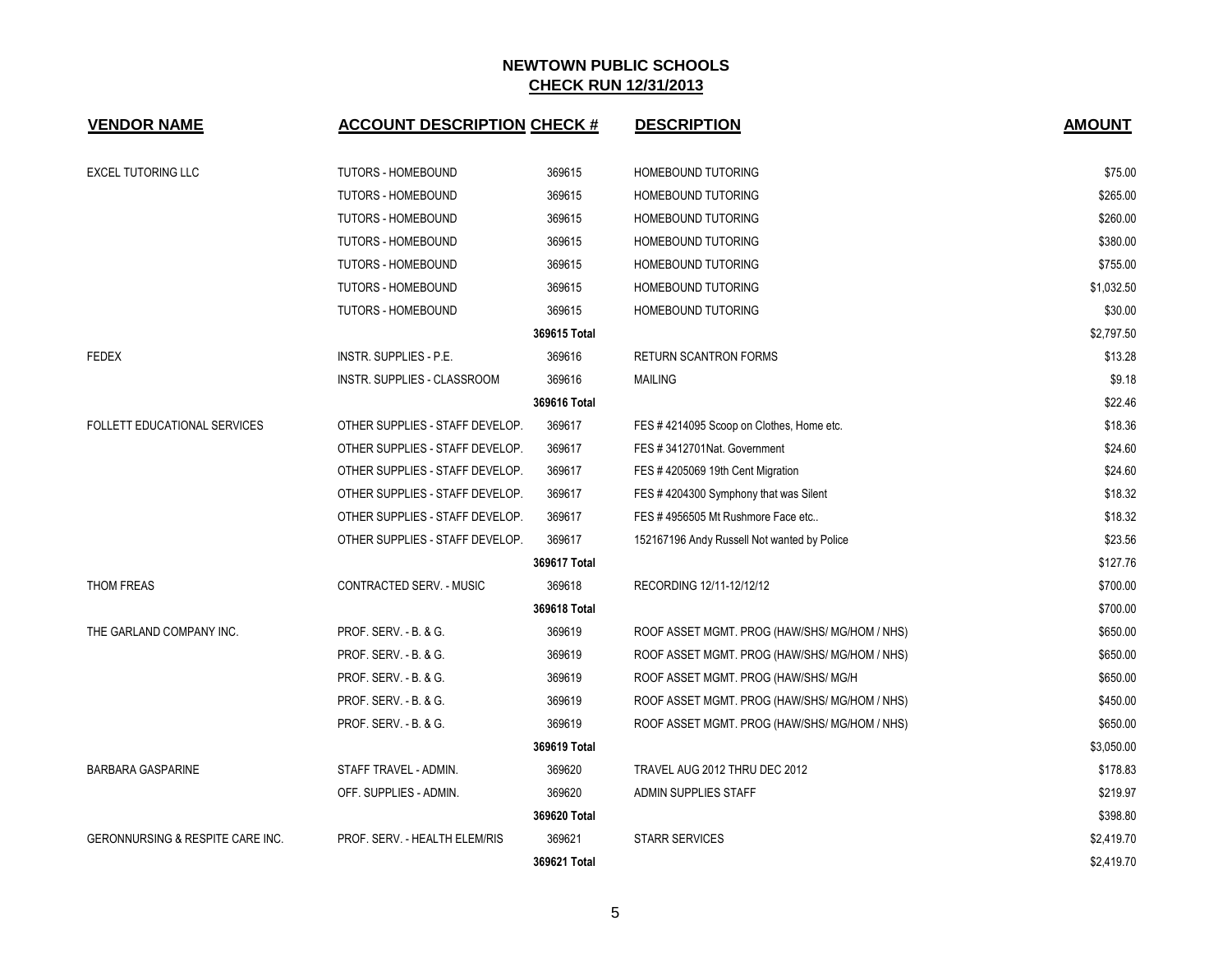## NEWTOWN PUBLIC SCHOOLS
## CHECK RUN 12/31/2013

| VENDOR NAME | ACCOUNT DESCRIPTION | CHECK # | DESCRIPTION | AMOUNT |
|---|---|---|---|---|
| EXCEL TUTORING LLC | TUTORS - HOMEBOUND | 369615 | HOMEBOUND TUTORING | $75.00 |
| | TUTORS - HOMEBOUND | 369615 | HOMEBOUND TUTORING | $265.00 |
| | TUTORS - HOMEBOUND | 369615 | HOMEBOUND TUTORING | $260.00 |
| | TUTORS - HOMEBOUND | 369615 | HOMEBOUND TUTORING | $380.00 |
| | TUTORS - HOMEBOUND | 369615 | HOMEBOUND TUTORING | $755.00 |
| | TUTORS - HOMEBOUND | 369615 | HOMEBOUND TUTORING | $1,032.50 |
| | TUTORS - HOMEBOUND | 369615 | HOMEBOUND TUTORING | $30.00 |
| | | 369615 Total | | $2,797.50 |
| FEDEX | INSTR. SUPPLIES - P.E. | 369616 | RETURN SCANTRON FORMS | $13.28 |
| | INSTR. SUPPLIES - CLASSROOM | 369616 | MAILING | $9.18 |
| | | 369616 Total | | $22.46 |
| FOLLETT EDUCATIONAL SERVICES | OTHER SUPPLIES - STAFF DEVELOP. | 369617 | FES # 4214095 Scoop on Clothes, Home etc. | $18.36 |
| | OTHER SUPPLIES - STAFF DEVELOP. | 369617 | FES # 3412701Nat. Government | $24.60 |
| | OTHER SUPPLIES - STAFF DEVELOP. | 369617 | FES # 4205069 19th Cent Migration | $24.60 |
| | OTHER SUPPLIES - STAFF DEVELOP. | 369617 | FES # 4204300 Symphony that was Silent | $18.32 |
| | OTHER SUPPLIES - STAFF DEVELOP. | 369617 | FES # 4956505 Mt Rushmore Face etc.. | $18.32 |
| | OTHER SUPPLIES - STAFF DEVELOP. | 369617 | 152167196 Andy Russell Not wanted by Police | $23.56 |
| | | 369617 Total | | $127.76 |
| THOM FREAS | CONTRACTED SERV. - MUSIC | 369618 | RECORDING 12/11-12/12/12 | $700.00 |
| | | 369618 Total | | $700.00 |
| THE GARLAND COMPANY INC. | PROF. SERV. - B. & G. | 369619 | ROOF ASSET MGMT. PROG (HAW/SHS/ MG/HOM / NHS) | $650.00 |
| | PROF. SERV. - B. & G. | 369619 | ROOF ASSET MGMT. PROG (HAW/SHS/ MG/HOM / NHS) | $650.00 |
| | PROF. SERV. - B. & G. | 369619 | ROOF ASSET MGMT. PROG (HAW/SHS/ MG/H | $650.00 |
| | PROF. SERV. - B. & G. | 369619 | ROOF ASSET MGMT. PROG (HAW/SHS/ MG/HOM / NHS) | $450.00 |
| | PROF. SERV. - B. & G. | 369619 | ROOF ASSET MGMT. PROG (HAW/SHS/ MG/HOM / NHS) | $650.00 |
| | | 369619 Total | | $3,050.00 |
| BARBARA GASPARINE | STAFF TRAVEL - ADMIN. | 369620 | TRAVEL AUG 2012 THRU DEC 2012 | $178.83 |
| | OFF. SUPPLIES - ADMIN. | 369620 | ADMIN SUPPLIES STAFF | $219.97 |
| | | 369620 Total | | $398.80 |
| GERONNURSING & RESPITE CARE INC. | PROF. SERV. - HEALTH ELEM/RIS | 369621 | STARR SERVICES | $2,419.70 |
| | | 369621 Total | | $2,419.70 |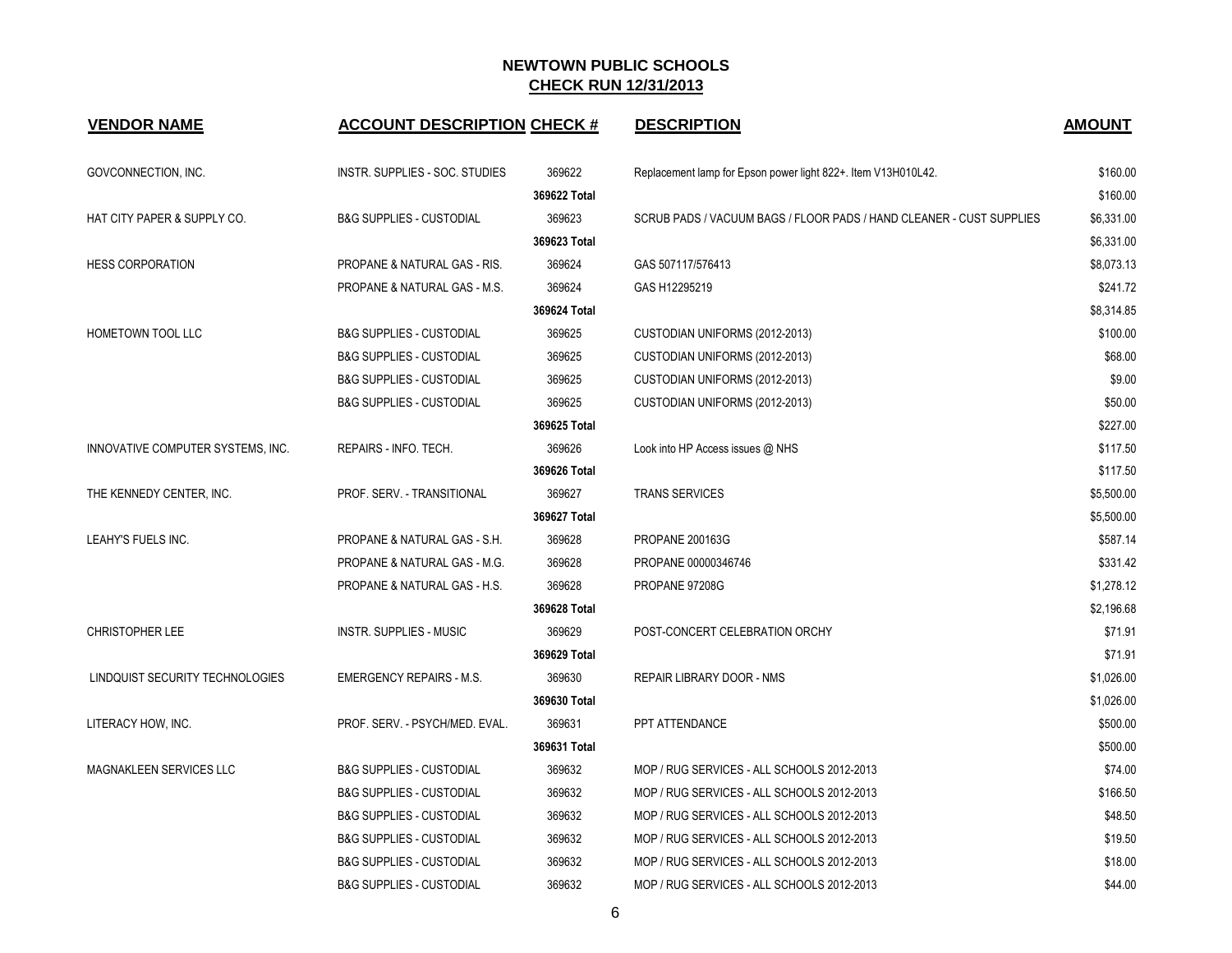## NEWTOWN PUBLIC SCHOOLS
## CHECK RUN 12/31/2013

| VENDOR NAME | ACCOUNT DESCRIPTION | CHECK # | DESCRIPTION | AMOUNT |
|---|---|---|---|---|
| GOVCONNECTION, INC. | INSTR. SUPPLIES - SOC. STUDIES | 369622 | Replacement lamp for Epson power light 822+. Item V13H010L42. | $160.00 |
| | | 369622 Total | | $160.00 |
| HAT CITY PAPER & SUPPLY CO. | B&G SUPPLIES - CUSTODIAL | 369623 | SCRUB PADS / VACUUM BAGS / FLOOR PADS / HAND CLEANER - CUST SUPPLIES | $6,331.00 |
| | | 369623 Total | | $6,331.00 |
| HESS CORPORATION | PROPANE & NATURAL GAS - RIS. | 369624 | GAS 507117/576413 | $8,073.13 |
| | PROPANE & NATURAL GAS - M.S. | 369624 | GAS H12295219 | $241.72 |
| | | 369624 Total | | $8,314.85 |
| HOMETOWN TOOL LLC | B&G SUPPLIES - CUSTODIAL | 369625 | CUSTODIAN UNIFORMS (2012-2013) | $100.00 |
| | B&G SUPPLIES - CUSTODIAL | 369625 | CUSTODIAN UNIFORMS (2012-2013) | $68.00 |
| | B&G SUPPLIES - CUSTODIAL | 369625 | CUSTODIAN UNIFORMS (2012-2013) | $9.00 |
| | B&G SUPPLIES - CUSTODIAL | 369625 | CUSTODIAN UNIFORMS (2012-2013) | $50.00 |
| | | 369625 Total | | $227.00 |
| INNOVATIVE COMPUTER SYSTEMS, INC. | REPAIRS - INFO. TECH. | 369626 | Look into HP Access issues @ NHS | $117.50 |
| | | 369626 Total | | $117.50 |
| THE KENNEDY CENTER, INC. | PROF. SERV. - TRANSITIONAL | 369627 | TRANS SERVICES | $5,500.00 |
| | | 369627 Total | | $5,500.00 |
| LEAHY'S FUELS INC. | PROPANE & NATURAL GAS - S.H. | 369628 | PROPANE 200163G | $587.14 |
| | PROPANE & NATURAL GAS - M.G. | 369628 | PROPANE 00000346746 | $331.42 |
| | PROPANE & NATURAL GAS - H.S. | 369628 | PROPANE 97208G | $1,278.12 |
| | | 369628 Total | | $2,196.68 |
| CHRISTOPHER LEE | INSTR. SUPPLIES - MUSIC | 369629 | POST-CONCERT CELEBRATION ORCHY | $71.91 |
| | | 369629 Total | | $71.91 |
| LINDQUIST SECURITY TECHNOLOGIES | EMERGENCY REPAIRS - M.S. | 369630 | REPAIR LIBRARY DOOR - NMS | $1,026.00 |
| | | 369630 Total | | $1,026.00 |
| LITERACY HOW, INC. | PROF. SERV. - PSYCH/MED. EVAL. | 369631 | PPT ATTENDANCE | $500.00 |
| | | 369631 Total | | $500.00 |
| MAGNAKLEEN SERVICES LLC | B&G SUPPLIES - CUSTODIAL | 369632 | MOP / RUG SERVICES - ALL SCHOOLS 2012-2013 | $74.00 |
| | B&G SUPPLIES - CUSTODIAL | 369632 | MOP / RUG SERVICES - ALL SCHOOLS 2012-2013 | $166.50 |
| | B&G SUPPLIES - CUSTODIAL | 369632 | MOP / RUG SERVICES - ALL SCHOOLS 2012-2013 | $48.50 |
| | B&G SUPPLIES - CUSTODIAL | 369632 | MOP / RUG SERVICES - ALL SCHOOLS 2012-2013 | $19.50 |
| | B&G SUPPLIES - CUSTODIAL | 369632 | MOP / RUG SERVICES - ALL SCHOOLS 2012-2013 | $18.00 |
| | B&G SUPPLIES - CUSTODIAL | 369632 | MOP / RUG SERVICES - ALL SCHOOLS 2012-2013 | $44.00 |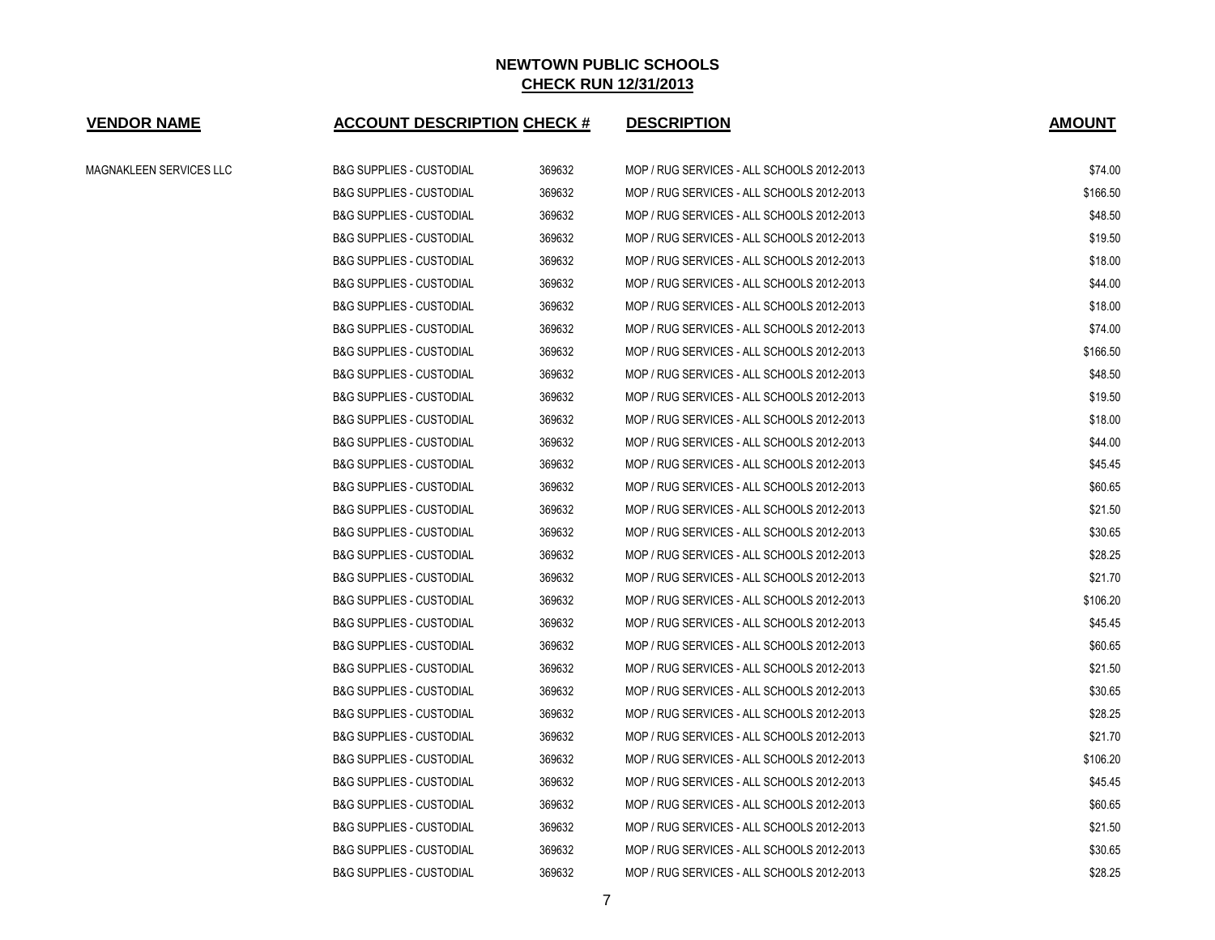# NEWTOWN PUBLIC SCHOOLS

## CHECK RUN 12/31/2013

| VENDOR NAME | ACCOUNT DESCRIPTION | CHECK # | DESCRIPTION | AMOUNT |
|---|---|---|---|---|
| MAGNAKLEEN SERVICES LLC | B&G SUPPLIES - CUSTODIAL | 369632 | MOP / RUG SERVICES - ALL SCHOOLS 2012-2013 | $74.00 |
| | B&G SUPPLIES - CUSTODIAL | 369632 | MOP / RUG SERVICES - ALL SCHOOLS 2012-2013 | $166.50 |
| | B&G SUPPLIES - CUSTODIAL | 369632 | MOP / RUG SERVICES - ALL SCHOOLS 2012-2013 | $48.50 |
| | B&G SUPPLIES - CUSTODIAL | 369632 | MOP / RUG SERVICES - ALL SCHOOLS 2012-2013 | $19.50 |
| | B&G SUPPLIES - CUSTODIAL | 369632 | MOP / RUG SERVICES - ALL SCHOOLS 2012-2013 | $18.00 |
| | B&G SUPPLIES - CUSTODIAL | 369632 | MOP / RUG SERVICES - ALL SCHOOLS 2012-2013 | $44.00 |
| | B&G SUPPLIES - CUSTODIAL | 369632 | MOP / RUG SERVICES - ALL SCHOOLS 2012-2013 | $18.00 |
| | B&G SUPPLIES - CUSTODIAL | 369632 | MOP / RUG SERVICES - ALL SCHOOLS 2012-2013 | $74.00 |
| | B&G SUPPLIES - CUSTODIAL | 369632 | MOP / RUG SERVICES - ALL SCHOOLS 2012-2013 | $166.50 |
| | B&G SUPPLIES - CUSTODIAL | 369632 | MOP / RUG SERVICES - ALL SCHOOLS 2012-2013 | $48.50 |
| | B&G SUPPLIES - CUSTODIAL | 369632 | MOP / RUG SERVICES - ALL SCHOOLS 2012-2013 | $19.50 |
| | B&G SUPPLIES - CUSTODIAL | 369632 | MOP / RUG SERVICES - ALL SCHOOLS 2012-2013 | $18.00 |
| | B&G SUPPLIES - CUSTODIAL | 369632 | MOP / RUG SERVICES - ALL SCHOOLS 2012-2013 | $44.00 |
| | B&G SUPPLIES - CUSTODIAL | 369632 | MOP / RUG SERVICES - ALL SCHOOLS 2012-2013 | $45.45 |
| | B&G SUPPLIES - CUSTODIAL | 369632 | MOP / RUG SERVICES - ALL SCHOOLS 2012-2013 | $60.65 |
| | B&G SUPPLIES - CUSTODIAL | 369632 | MOP / RUG SERVICES - ALL SCHOOLS 2012-2013 | $21.50 |
| | B&G SUPPLIES - CUSTODIAL | 369632 | MOP / RUG SERVICES - ALL SCHOOLS 2012-2013 | $30.65 |
| | B&G SUPPLIES - CUSTODIAL | 369632 | MOP / RUG SERVICES - ALL SCHOOLS 2012-2013 | $28.25 |
| | B&G SUPPLIES - CUSTODIAL | 369632 | MOP / RUG SERVICES - ALL SCHOOLS 2012-2013 | $21.70 |
| | B&G SUPPLIES - CUSTODIAL | 369632 | MOP / RUG SERVICES - ALL SCHOOLS 2012-2013 | $106.20 |
| | B&G SUPPLIES - CUSTODIAL | 369632 | MOP / RUG SERVICES - ALL SCHOOLS 2012-2013 | $45.45 |
| | B&G SUPPLIES - CUSTODIAL | 369632 | MOP / RUG SERVICES - ALL SCHOOLS 2012-2013 | $60.65 |
| | B&G SUPPLIES - CUSTODIAL | 369632 | MOP / RUG SERVICES - ALL SCHOOLS 2012-2013 | $21.50 |
| | B&G SUPPLIES - CUSTODIAL | 369632 | MOP / RUG SERVICES - ALL SCHOOLS 2012-2013 | $30.65 |
| | B&G SUPPLIES - CUSTODIAL | 369632 | MOP / RUG SERVICES - ALL SCHOOLS 2012-2013 | $28.25 |
| | B&G SUPPLIES - CUSTODIAL | 369632 | MOP / RUG SERVICES - ALL SCHOOLS 2012-2013 | $21.70 |
| | B&G SUPPLIES - CUSTODIAL | 369632 | MOP / RUG SERVICES - ALL SCHOOLS 2012-2013 | $106.20 |
| | B&G SUPPLIES - CUSTODIAL | 369632 | MOP / RUG SERVICES - ALL SCHOOLS 2012-2013 | $45.45 |
| | B&G SUPPLIES - CUSTODIAL | 369632 | MOP / RUG SERVICES - ALL SCHOOLS 2012-2013 | $60.65 |
| | B&G SUPPLIES - CUSTODIAL | 369632 | MOP / RUG SERVICES - ALL SCHOOLS 2012-2013 | $21.50 |
| | B&G SUPPLIES - CUSTODIAL | 369632 | MOP / RUG SERVICES - ALL SCHOOLS 2012-2013 | $30.65 |
| | B&G SUPPLIES - CUSTODIAL | 369632 | MOP / RUG SERVICES - ALL SCHOOLS 2012-2013 | $28.25 |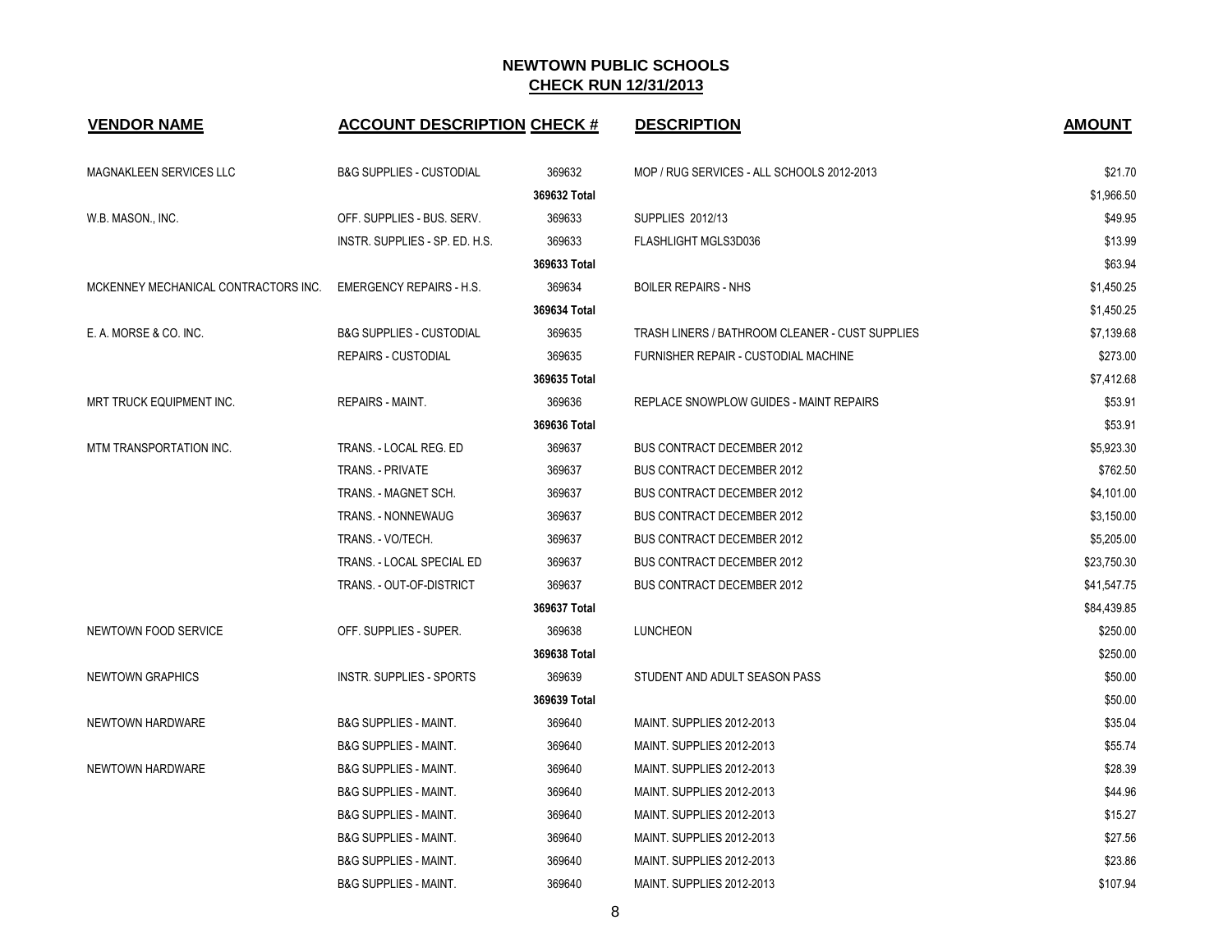## NEWTOWN PUBLIC SCHOOLS
## CHECK RUN 12/31/2013

| VENDOR NAME | ACCOUNT DESCRIPTION | CHECK # | DESCRIPTION | AMOUNT |
|---|---|---|---|---|
| MAGNAKLEEN SERVICES LLC | B&G SUPPLIES - CUSTODIAL | 369632 | MOP / RUG SERVICES - ALL SCHOOLS 2012-2013 | $21.70 |
| | | 369632 Total | | $1,966.50 |
| W.B. MASON., INC. | OFF. SUPPLIES - BUS. SERV. | 369633 | SUPPLIES 2012/13 | $49.95 |
| | INSTR. SUPPLIES - SP. ED. H.S. | 369633 | FLASHLIGHT MGLS3D036 | $13.99 |
| | | 369633 Total | | $63.94 |
| MCKENNEY MECHANICAL CONTRACTORS INC. | EMERGENCY REPAIRS - H.S. | 369634 | BOILER REPAIRS - NHS | $1,450.25 |
| | | 369634 Total | | $1,450.25 |
| E. A. MORSE & CO. INC. | B&G SUPPLIES - CUSTODIAL | 369635 | TRASH LINERS / BATHROOM CLEANER - CUST SUPPLIES | $7,139.68 |
| | REPAIRS - CUSTODIAL | 369635 | FURNISHER REPAIR - CUSTODIAL MACHINE | $273.00 |
| | | 369635 Total | | $7,412.68 |
| MRT TRUCK EQUIPMENT INC. | REPAIRS - MAINT. | 369636 | REPLACE SNOWPLOW GUIDES - MAINT REPAIRS | $53.91 |
| | | 369636 Total | | $53.91 |
| MTM TRANSPORTATION INC. | TRANS. - LOCAL REG. ED | 369637 | BUS CONTRACT DECEMBER 2012 | $5,923.30 |
| | TRANS. - PRIVATE | 369637 | BUS CONTRACT DECEMBER 2012 | $762.50 |
| | TRANS. - MAGNET SCH. | 369637 | BUS CONTRACT DECEMBER 2012 | $4,101.00 |
| | TRANS. - NONNEWAUG | 369637 | BUS CONTRACT DECEMBER 2012 | $3,150.00 |
| | TRANS. - VO/TECH. | 369637 | BUS CONTRACT DECEMBER 2012 | $5,205.00 |
| | TRANS. - LOCAL SPECIAL ED | 369637 | BUS CONTRACT DECEMBER 2012 | $23,750.30 |
| | TRANS. - OUT-OF-DISTRICT | 369637 | BUS CONTRACT DECEMBER 2012 | $41,547.75 |
| | | 369637 Total | | $84,439.85 |
| NEWTOWN FOOD SERVICE | OFF. SUPPLIES - SUPER. | 369638 | LUNCHEON | $250.00 |
| | | 369638 Total | | $250.00 |
| NEWTOWN GRAPHICS | INSTR. SUPPLIES - SPORTS | 369639 | STUDENT AND ADULT SEASON PASS | $50.00 |
| | | 369639 Total | | $50.00 |
| NEWTOWN HARDWARE | B&G SUPPLIES - MAINT. | 369640 | MAINT. SUPPLIES 2012-2013 | $35.04 |
| | B&G SUPPLIES - MAINT. | 369640 | MAINT. SUPPLIES 2012-2013 | $55.74 |
| NEWTOWN HARDWARE | B&G SUPPLIES - MAINT. | 369640 | MAINT. SUPPLIES 2012-2013 | $28.39 |
| | B&G SUPPLIES - MAINT. | 369640 | MAINT. SUPPLIES 2012-2013 | $44.96 |
| | B&G SUPPLIES - MAINT. | 369640 | MAINT. SUPPLIES 2012-2013 | $15.27 |
| | B&G SUPPLIES - MAINT. | 369640 | MAINT. SUPPLIES 2012-2013 | $27.56 |
| | B&G SUPPLIES - MAINT. | 369640 | MAINT. SUPPLIES 2012-2013 | $23.86 |
| | B&G SUPPLIES - MAINT. | 369640 | MAINT. SUPPLIES 2012-2013 | $107.94 |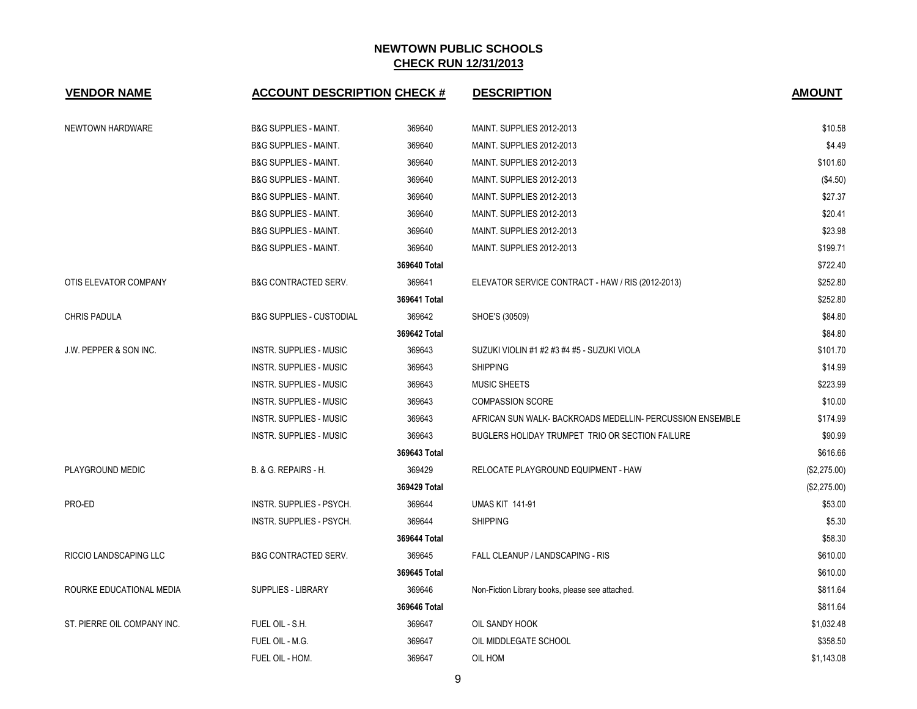## NEWTOWN PUBLIC SCHOOLS
## CHECK RUN 12/31/2013

| VENDOR NAME | ACCOUNT DESCRIPTION | CHECK # | DESCRIPTION | AMOUNT |
|---|---|---|---|---|
| NEWTOWN HARDWARE | B&G SUPPLIES - MAINT. | 369640 | MAINT. SUPPLIES 2012-2013 | $10.58 |
| | B&G SUPPLIES - MAINT. | 369640 | MAINT. SUPPLIES 2012-2013 | $4.49 |
| | B&G SUPPLIES - MAINT. | 369640 | MAINT. SUPPLIES 2012-2013 | $101.60 |
| | B&G SUPPLIES - MAINT. | 369640 | MAINT. SUPPLIES 2012-2013 | ($4.50) |
| | B&G SUPPLIES - MAINT. | 369640 | MAINT. SUPPLIES 2012-2013 | $27.37 |
| | B&G SUPPLIES - MAINT. | 369640 | MAINT. SUPPLIES 2012-2013 | $20.41 |
| | B&G SUPPLIES - MAINT. | 369640 | MAINT. SUPPLIES 2012-2013 | $23.98 |
| | B&G SUPPLIES - MAINT. | 369640 | MAINT. SUPPLIES 2012-2013 | $199.71 |
| | | **369640 Total** | | $722.40 |
| OTIS ELEVATOR COMPANY | B&G CONTRACTED SERV. | 369641 | ELEVATOR SERVICE CONTRACT - HAW / RIS (2012-2013) | $252.80 |
| | | **369641 Total** | | $252.80 |
| CHRIS PADULA | B&G SUPPLIES - CUSTODIAL | 369642 | SHOE'S (30509) | $84.80 |
| | | **369642 Total** | | $84.80 |
| J.W. PEPPER & SON INC. | INSTR. SUPPLIES - MUSIC | 369643 | SUZUKI VIOLIN #1 #2 #3 #4 #5 - SUZUKI VIOLA | $101.70 |
| | INSTR. SUPPLIES - MUSIC | 369643 | SHIPPING | $14.99 |
| | INSTR. SUPPLIES - MUSIC | 369643 | MUSIC SHEETS | $223.99 |
| | INSTR. SUPPLIES - MUSIC | 369643 | COMPASSION SCORE | $10.00 |
| | INSTR. SUPPLIES - MUSIC | 369643 | AFRICAN SUN WALK- BACKROADS MEDELLIN- PERCUSSION ENSEMBLE | $174.99 |
| | INSTR. SUPPLIES - MUSIC | 369643 | BUGLERS HOLIDAY TRUMPET TRIO OR SECTION FAILURE | $90.99 |
| | | **369643 Total** | | $616.66 |
| PLAYGROUND MEDIC | B. & G. REPAIRS - H. | 369429 | RELOCATE PLAYGROUND EQUIPMENT - HAW | ($2,275.00) |
| | | **369429 Total** | | ($2,275.00) |
| PRO-ED | INSTR. SUPPLIES - PSYCH. | 369644 | UMAS KIT 141-91 | $53.00 |
| | INSTR. SUPPLIES - PSYCH. | 369644 | SHIPPING | $5.30 |
| | | **369644 Total** | | $58.30 |
| RICCIO LANDSCAPING LLC | B&G CONTRACTED SERV. | 369645 | FALL CLEANUP / LANDSCAPING - RIS | $610.00 |
| | | **369645 Total** | | $610.00 |
| ROURKE EDUCATIONAL MEDIA | SUPPLIES - LIBRARY | 369646 | Non-Fiction Library books, please see attached. | $811.64 |
| | | **369646 Total** | | $811.64 |
| ST. PIERRE OIL COMPANY INC. | FUEL OIL - S.H. | 369647 | OIL SANDY HOOK | $1,032.48 |
| | FUEL OIL - M.G. | 369647 | OIL MIDDLEGATE SCHOOL | $358.50 |
| | FUEL OIL - HOM. | 369647 | OIL HOM | $1,143.08 |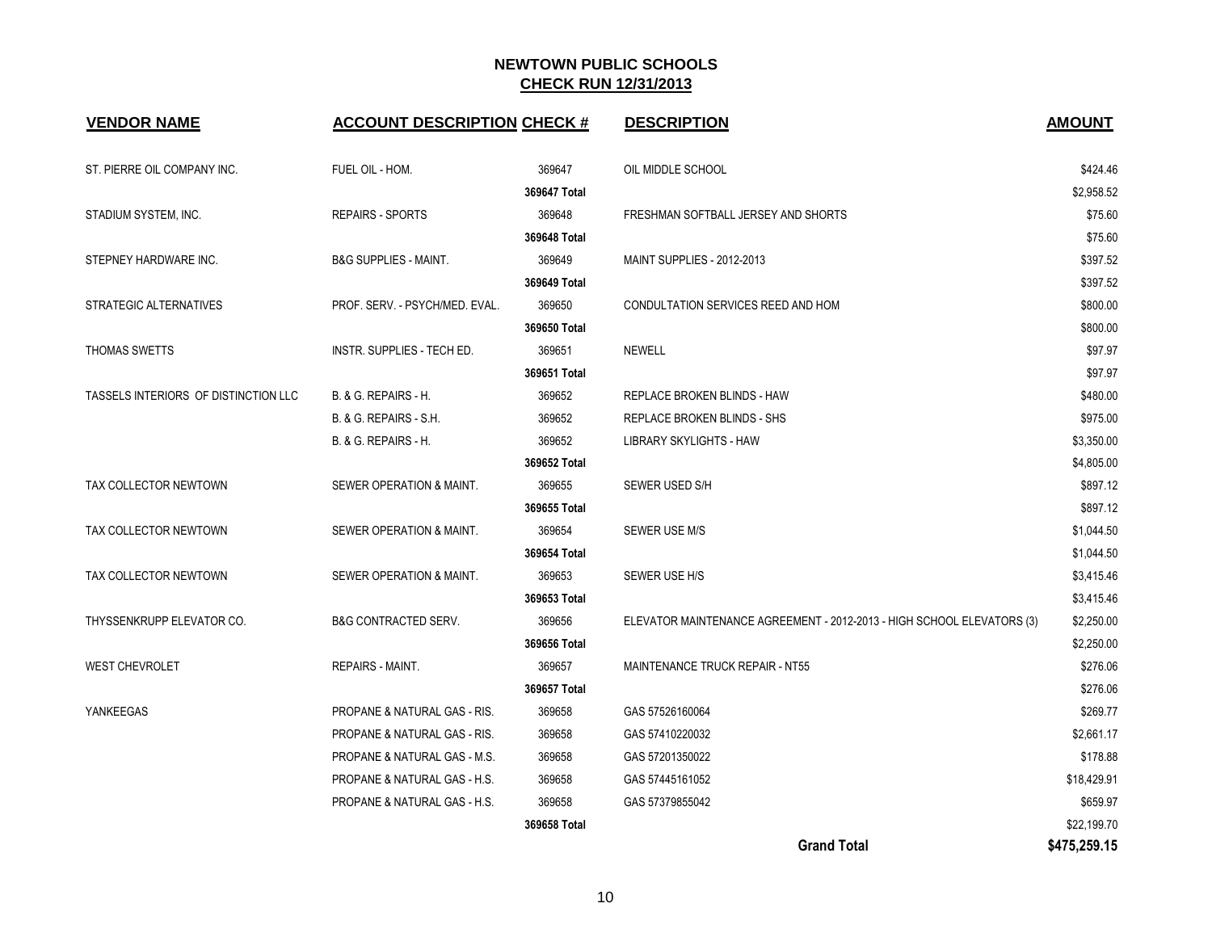# NEWTOWN PUBLIC SCHOOLS
## CHECK RUN 12/31/2013

| VENDOR NAME | ACCOUNT DESCRIPTION | CHECK # | DESCRIPTION | AMOUNT |
|---|---|---|---|---|
| ST. PIERRE OIL COMPANY INC. | FUEL OIL - HOM. | 369647 | OIL MIDDLE SCHOOL | $424.46 |
| | | **369647 Total** | | $2,958.52 |
| STADIUM SYSTEM, INC. | REPAIRS - SPORTS | 369648 | FRESHMAN SOFTBALL JERSEY AND SHORTS | $75.60 |
| | | **369648 Total** | | $75.60 |
| STEPNEY HARDWARE INC. | B&G SUPPLIES - MAINT. | 369649 | MAINT SUPPLIES - 2012-2013 | $397.52 |
| | | **369649 Total** | | $397.52 |
| STRATEGIC ALTERNATIVES | PROF. SERV. - PSYCH/MED. EVAL. | 369650 | CONDULTATION SERVICES REED AND HOM | $800.00 |
| | | **369650 Total** | | $800.00 |
| THOMAS SWETTS | INSTR. SUPPLIES - TECH ED. | 369651 | NEWELL | $97.97 |
| | | **369651 Total** | | $97.97 |
| TASSELS INTERIORS OF DISTINCTION LLC | B. & G. REPAIRS - H. | 369652 | REPLACE BROKEN BLINDS - HAW | $480.00 |
| | B. & G. REPAIRS - S.H. | 369652 | REPLACE BROKEN BLINDS - SHS | $975.00 |
| | B. & G. REPAIRS - H. | 369652 | LIBRARY SKYLIGHTS - HAW | $3,350.00 |
| | | **369652 Total** | | $4,805.00 |
| TAX COLLECTOR NEWTOWN | SEWER OPERATION & MAINT. | 369655 | SEWER USED S/H | $897.12 |
| | | **369655 Total** | | $897.12 |
| TAX COLLECTOR NEWTOWN | SEWER OPERATION & MAINT. | 369654 | SEWER USE M/S | $1,044.50 |
| | | **369654 Total** | | $1,044.50 |
| TAX COLLECTOR NEWTOWN | SEWER OPERATION & MAINT. | 369653 | SEWER USE H/S | $3,415.46 |
| | | **369653 Total** | | $3,415.46 |
| THYSSENKRUPP ELEVATOR CO. | B&G CONTRACTED SERV. | 369656 | ELEVATOR MAINTENANCE AGREEMENT - 2012-2013 - HIGH SCHOOL ELEVATORS (3) | $2,250.00 |
| | | **369656 Total** | | $2,250.00 |
| WEST CHEVROLET | REPAIRS - MAINT. | 369657 | MAINTENANCE TRUCK REPAIR - NT55 | $276.06 |
| | | **369657 Total** | | $276.06 |
| YANKEEGAS | PROPANE & NATURAL GAS - RIS. | 369658 | GAS 57526160064 | $269.77 |
| | PROPANE & NATURAL GAS - RIS. | 369658 | GAS 57410220032 | $2,661.17 |
| | PROPANE & NATURAL GAS - M.S. | 369658 | GAS 57201350022 | $178.88 |
| | PROPANE & NATURAL GAS - H.S. | 369658 | GAS 57445161052 | $18,429.91 |
| | PROPANE & NATURAL GAS - H.S. | 369658 | GAS 57379855042 | $659.97 |
| | | **369658 Total** | | $22,199.70 |
| | | | **Grand Total** | **$475,259.15** |